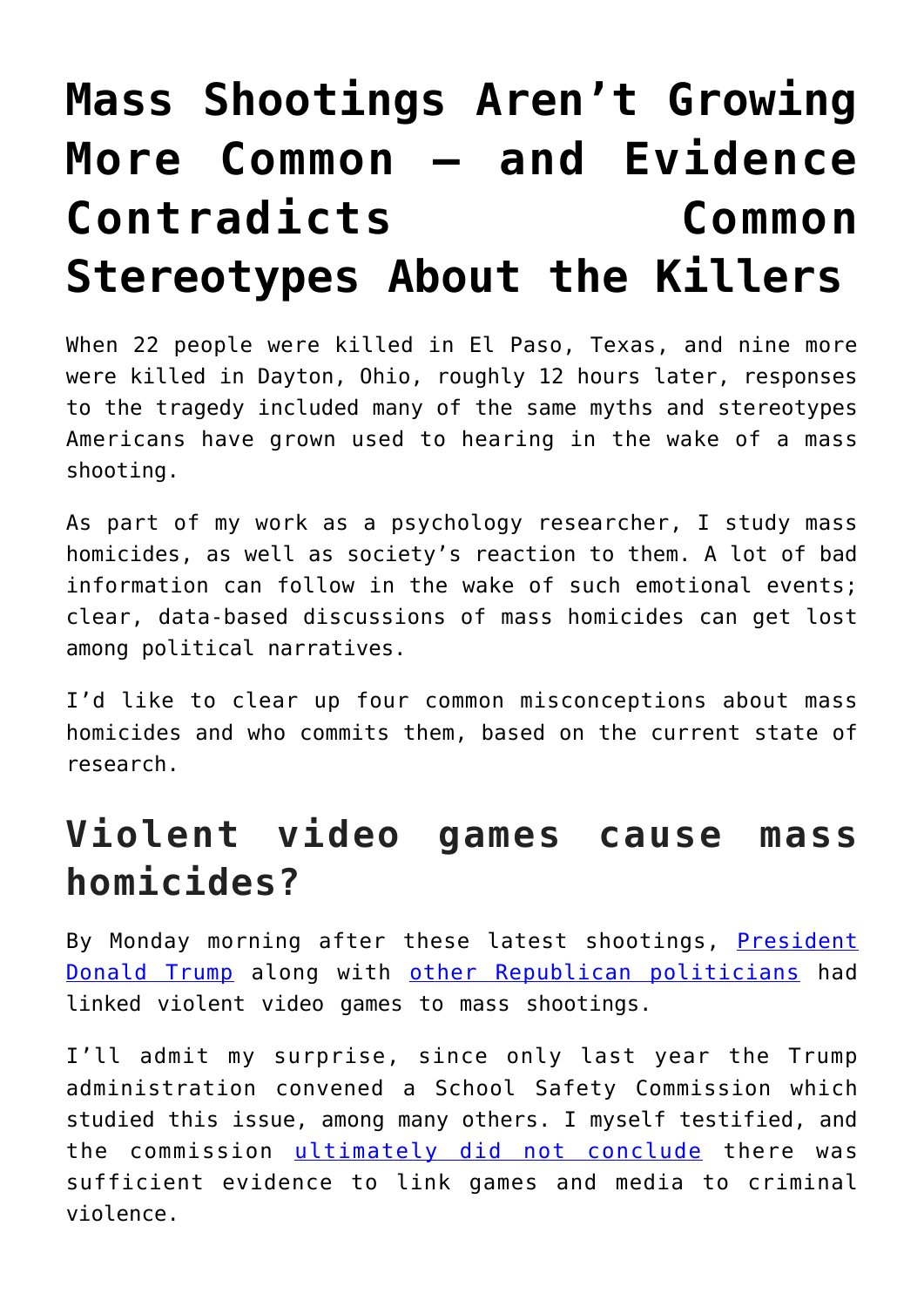# Mass Shootings Aren't Growing More Common – and Evidence Contradicts Common Stereotypes About the Killers

When 22 people were killed in El Paso, Texas, and nine more were killed in Dayton, Ohio, roughly 12 hours later, responses to the tragedy included many of the same myths and stereotypes Americans have grown used to hearing in the wake of a mass shooting.

As part of my work as a psychology researcher, I study mass homicides, as well as society's reaction to them. A lot of bad information can follow in the wake of such emotional events; clear, data-based discussions of mass homicides can get lost among political narratives.

I'd like to clear up four common misconceptions about mass homicides and who commits them, based on the current state of research.

## Violent video games cause mass homicides?

By Monday morning after these latest shootings, President Donald Trump along with other Republican politicians had linked violent video games to mass shootings.

I'll admit my surprise, since only last year the Trump administration convened a School Safety Commission which studied this issue, among many others. I myself testified, and the commission ultimately did not conclude there was sufficient evidence to link games and media to criminal violence.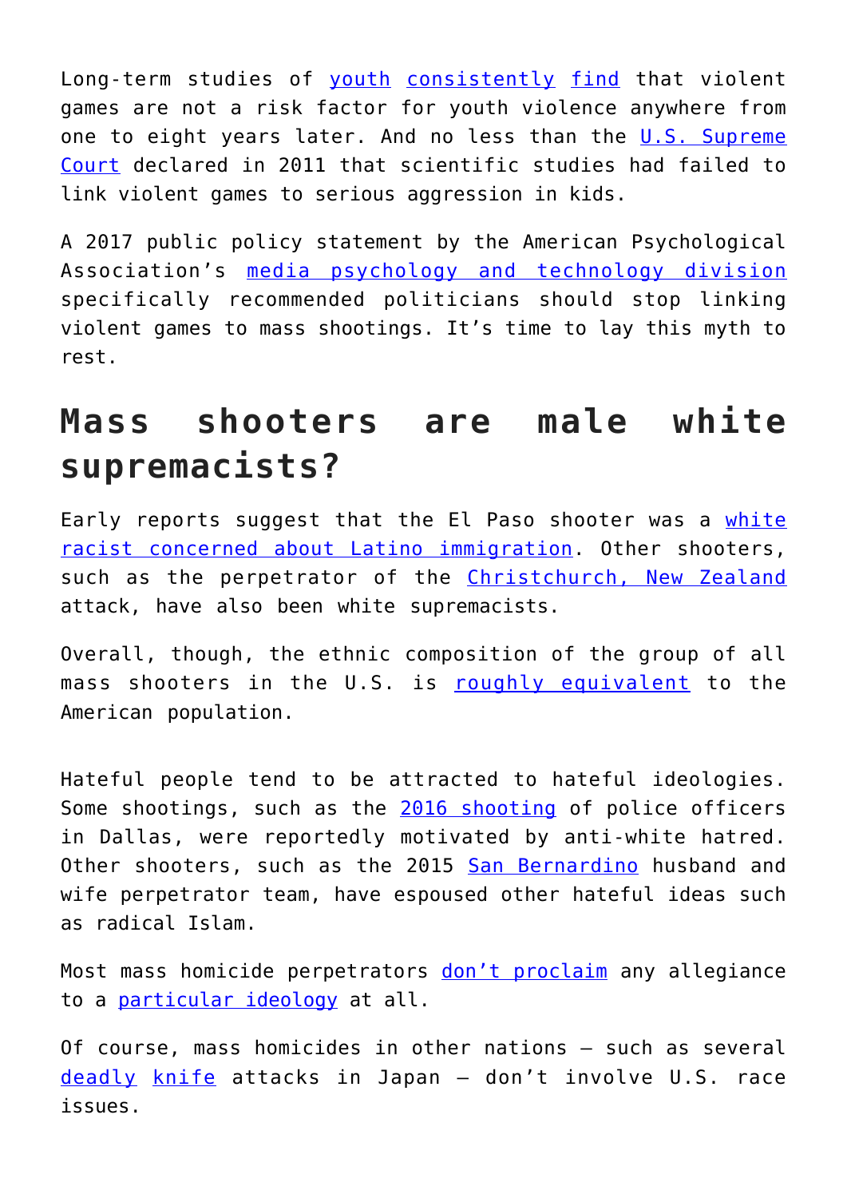Long-term studies of youth consistently find that violent games are not a risk factor for youth violence anywhere from one to eight years later. And no less than the U.S. Supreme Court declared in 2011 that scientific studies had failed to link violent games to serious aggression in kids.

A 2017 public policy statement by the American Psychological Association's media psychology and technology division specifically recommended politicians should stop linking violent games to mass shootings. It's time to lay this myth to rest.

## Mass shooters are male white supremacists?

Early reports suggest that the El Paso shooter was a white racist concerned about Latino immigration. Other shooters, such as the perpetrator of the Christchurch, New Zealand attack, have also been white supremacists.

Overall, though, the ethnic composition of the group of all mass shooters in the U.S. is roughly equivalent to the American population.

Hateful people tend to be attracted to hateful ideologies. Some shootings, such as the 2016 shooting of police officers in Dallas, were reportedly motivated by anti-white hatred. Other shooters, such as the 2015 San Bernardino husband and wife perpetrator team, have espoused other hateful ideas such as radical Islam.

Most mass homicide perpetrators don't proclaim any allegiance to a particular ideology at all.

Of course, mass homicides in other nations – such as several deadly knife attacks in Japan – don't involve U.S. race issues.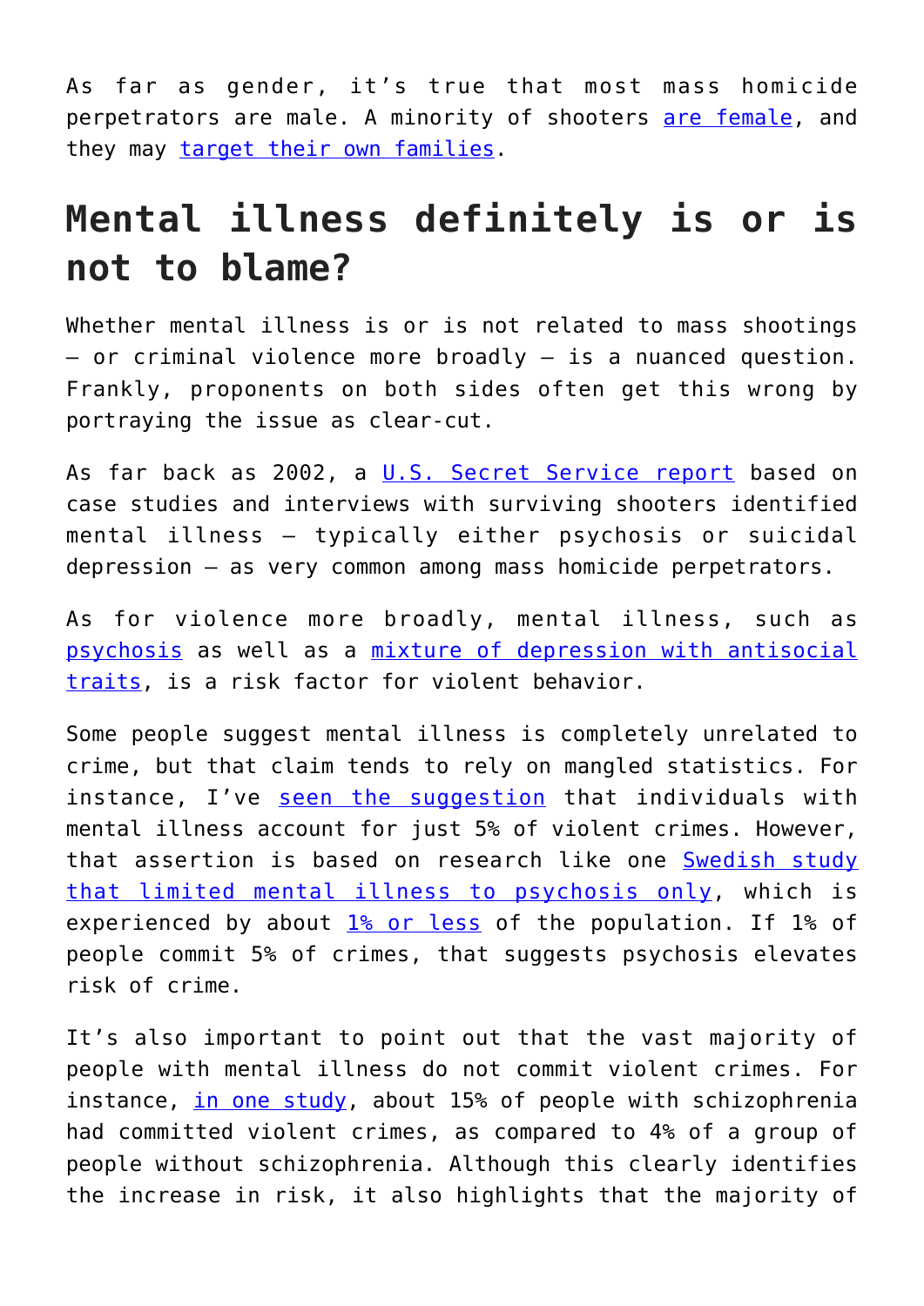As far as gender, it's true that most mass homicide perpetrators are male. A minority of shooters are female, and they may target their own families.

## Mental illness definitely is or is not to blame?

Whether mental illness is or is not related to mass shootings – or criminal violence more broadly – is a nuanced question. Frankly, proponents on both sides often get this wrong by portraying the issue as clear-cut.

As far back as 2002, a U.S. Secret Service report based on case studies and interviews with surviving shooters identified mental illness – typically either psychosis or suicidal depression – as very common among mass homicide perpetrators.

As for violence more broadly, mental illness, such as psychosis as well as a mixture of depression with antisocial traits, is a risk factor for violent behavior.

Some people suggest mental illness is completely unrelated to crime, but that claim tends to rely on mangled statistics. For instance, I've seen the suggestion that individuals with mental illness account for just 5% of violent crimes. However, that assertion is based on research like one Swedish study that limited mental illness to psychosis only, which is experienced by about 1% or less of the population. If 1% of people commit 5% of crimes, that suggests psychosis elevates risk of crime.

It's also important to point out that the vast majority of people with mental illness do not commit violent crimes. For instance, in one study, about 15% of people with schizophrenia had committed violent crimes, as compared to 4% of a group of people without schizophrenia. Although this clearly identifies the increase in risk, it also highlights that the majority of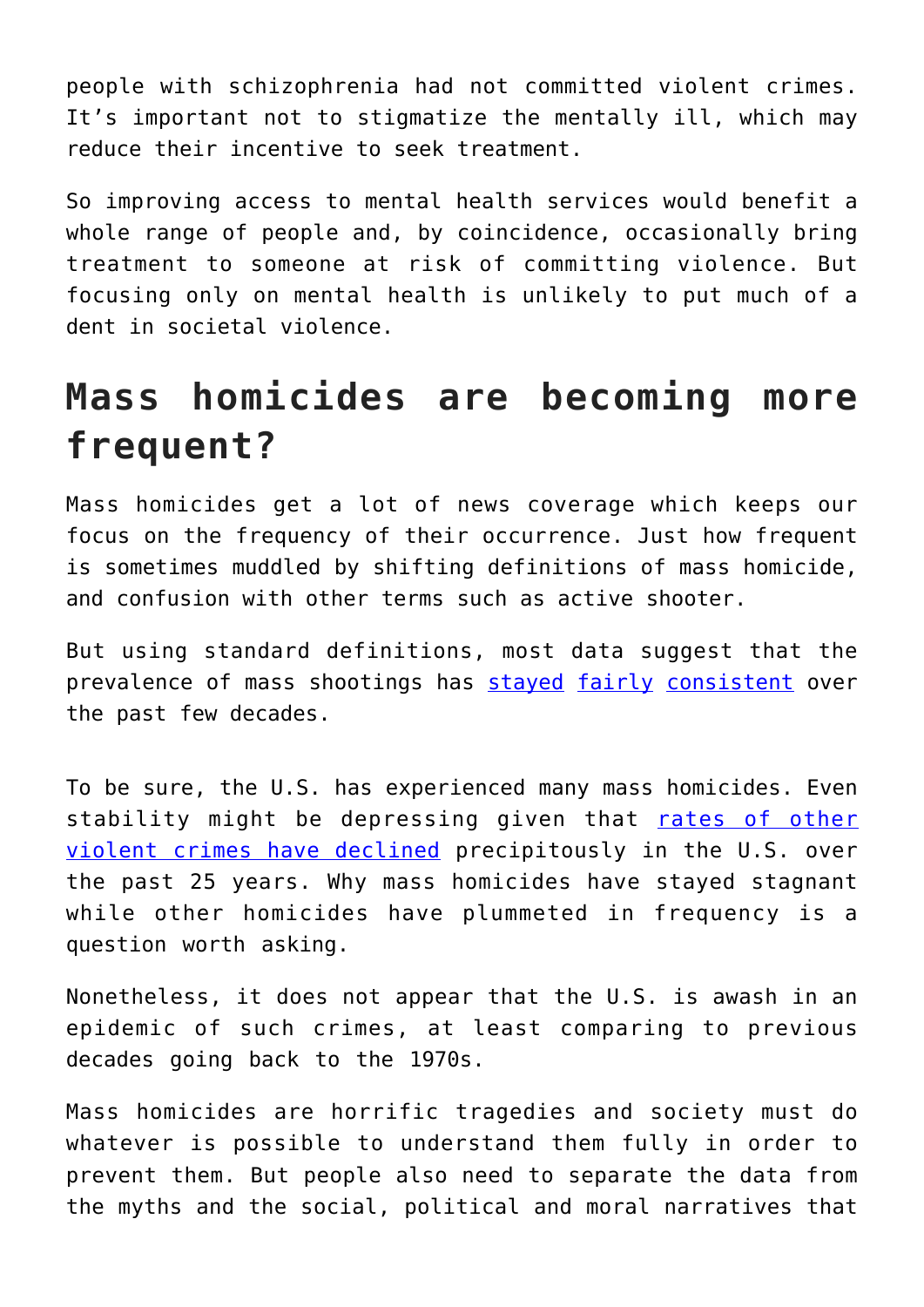people with schizophrenia had not committed violent crimes. It’s important not to stigmatize the mentally ill, which may reduce their incentive to seek treatment.

So improving access to mental health services would benefit a whole range of people and, by coincidence, occasionally bring treatment to someone at risk of committing violence. But focusing only on mental health is unlikely to put much of a dent in societal violence.

## Mass homicides are becoming more frequent?

Mass homicides get a lot of news coverage which keeps our focus on the frequency of their occurrence. Just how frequent is sometimes muddled by shifting definitions of mass homicide, and confusion with other terms such as active shooter.

But using standard definitions, most data suggest that the prevalence of mass shootings has stayed fairly consistent over the past few decades.

To be sure, the U.S. has experienced many mass homicides. Even stability might be depressing given that rates of other violent crimes have declined precipitously in the U.S. over the past 25 years. Why mass homicides have stayed stagnant while other homicides have plummeted in frequency is a question worth asking.

Nonetheless, it does not appear that the U.S. is awash in an epidemic of such crimes, at least comparing to previous decades going back to the 1970s.

Mass homicides are horrific tragedies and society must do whatever is possible to understand them fully in order to prevent them. But people also need to separate the data from the myths and the social, political and moral narratives that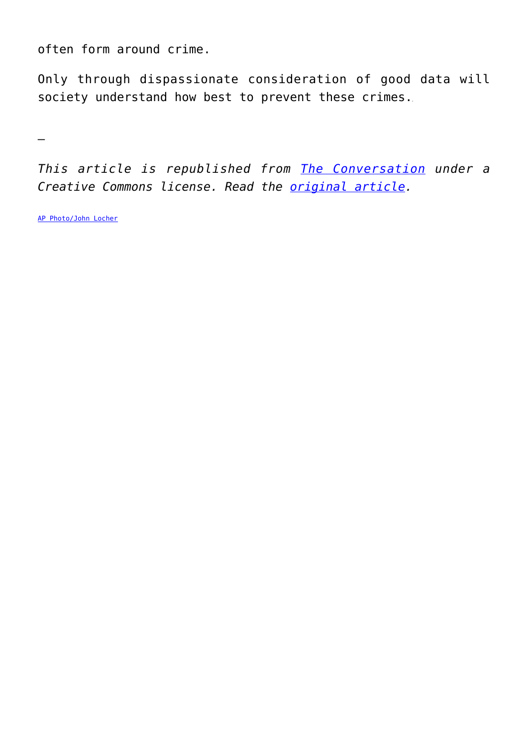often form around crime.

Only through dispassionate consideration of good data will society understand how best to prevent these crimes.

—

*This article is republished from [The Conversation](https://theconversation.com) under a Creative Commons license. Read the [original article](https://theconversation.com).*

[AP Photo/John Locher]()